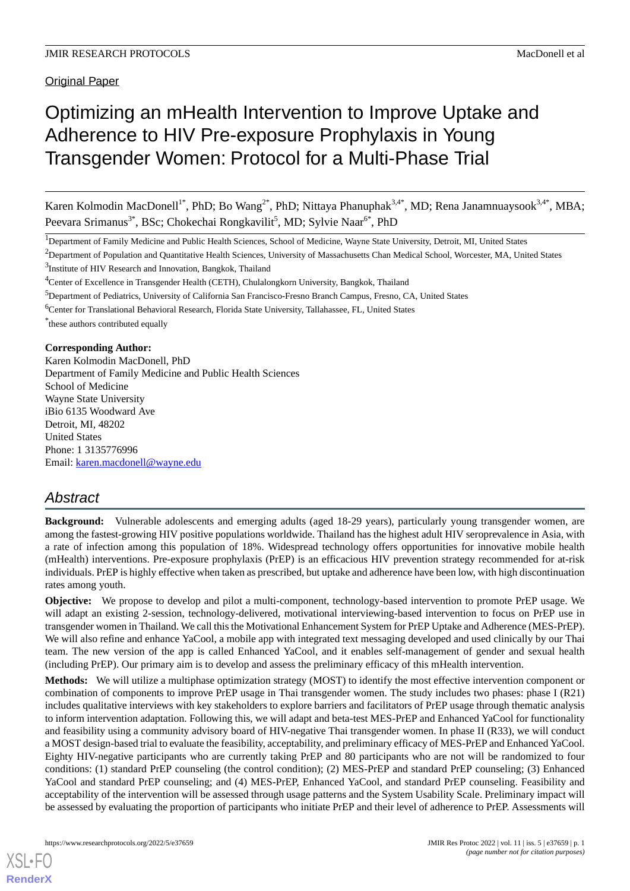Original Paper

# Optimizing an mHealth Intervention to Improve Uptake and Adherence to HIV Pre-exposure Prophylaxis in Young Transgender Women: Protocol for a Multi-Phase Trial

Karen Kolmodin MacDonell[1*], PhD; Bo Wang[2*], PhD; Nittaya Phanuphak[3,4*], MD; Rena Janamnuaysook[3,4*], MBA; Peevara Srimanus[3*], BSc; Chokechai Rongkavilit[5], MD; Sylvie Naar[6*], PhD

[1]Department of Family Medicine and Public Health Sciences, School of Medicine, Wayne State University, Detroit, MI, United States

[2]Department of Population and Quantitative Health Sciences, University of Massachusetts Chan Medical School, Worcester, MA, United States

[3]Institute of HIV Research and Innovation, Bangkok, Thailand

[4]Center of Excellence in Transgender Health (CETH), Chulalongkorn University, Bangkok, Thailand

[5]Department of Pediatrics, University of California San Francisco-Fresno Branch Campus, Fresno, CA, United States

[6]Center for Translational Behavioral Research, Florida State University, Tallahassee, FL, United States

*these authors contributed equally

**Corresponding Author:**
Karen Kolmodin MacDonell, PhD
Department of Family Medicine and Public Health Sciences
School of Medicine
Wayne State University
iBio 6135 Woodward Ave
Detroit, MI, 48202
United States
Phone: 1 3135776996
Email: karen.macdonell@wayne.edu

## Abstract

**Background:** Vulnerable adolescents and emerging adults (aged 18-29 years), particularly young transgender women, are among the fastest-growing HIV positive populations worldwide. Thailand has the highest adult HIV seroprevalence in Asia, with a rate of infection among this population of 18%. Widespread technology offers opportunities for innovative mobile health (mHealth) interventions. Pre-exposure prophylaxis (PrEP) is an efficacious HIV prevention strategy recommended for at-risk individuals. PrEP is highly effective when taken as prescribed, but uptake and adherence have been low, with high discontinuation rates among youth.

**Objective:** We propose to develop and pilot a multi-component, technology-based intervention to promote PrEP usage. We will adapt an existing 2-session, technology-delivered, motivational interviewing-based intervention to focus on PrEP use in transgender women in Thailand. We call this the Motivational Enhancement System for PrEP Uptake and Adherence (MES-PrEP). We will also refine and enhance YaCool, a mobile app with integrated text messaging developed and used clinically by our Thai team. The new version of the app is called Enhanced YaCool, and it enables self-management of gender and sexual health (including PrEP). Our primary aim is to develop and assess the preliminary efficacy of this mHealth intervention.

**Methods:** We will utilize a multiphase optimization strategy (MOST) to identify the most effective intervention component or combination of components to improve PrEP usage in Thai transgender women. The study includes two phases: phase I (R21) includes qualitative interviews with key stakeholders to explore barriers and facilitators of PrEP usage through thematic analysis to inform intervention adaptation. Following this, we will adapt and beta-test MES-PrEP and Enhanced YaCool for functionality and feasibility using a community advisory board of HIV-negative Thai transgender women. In phase II (R33), we will conduct a MOST design-based trial to evaluate the feasibility, acceptability, and preliminary efficacy of MES-PrEP and Enhanced YaCool. Eighty HIV-negative participants who are currently taking PrEP and 80 participants who are not will be randomized to four conditions: (1) standard PrEP counseling (the control condition); (2) MES-PrEP and standard PrEP counseling; (3) Enhanced YaCool and standard PrEP counseling; and (4) MES-PrEP, Enhanced YaCool, and standard PrEP counseling. Feasibility and acceptability of the intervention will be assessed through usage patterns and the System Usability Scale. Preliminary impact will be assessed by evaluating the proportion of participants who initiate PrEP and their level of adherence to PrEP. Assessments will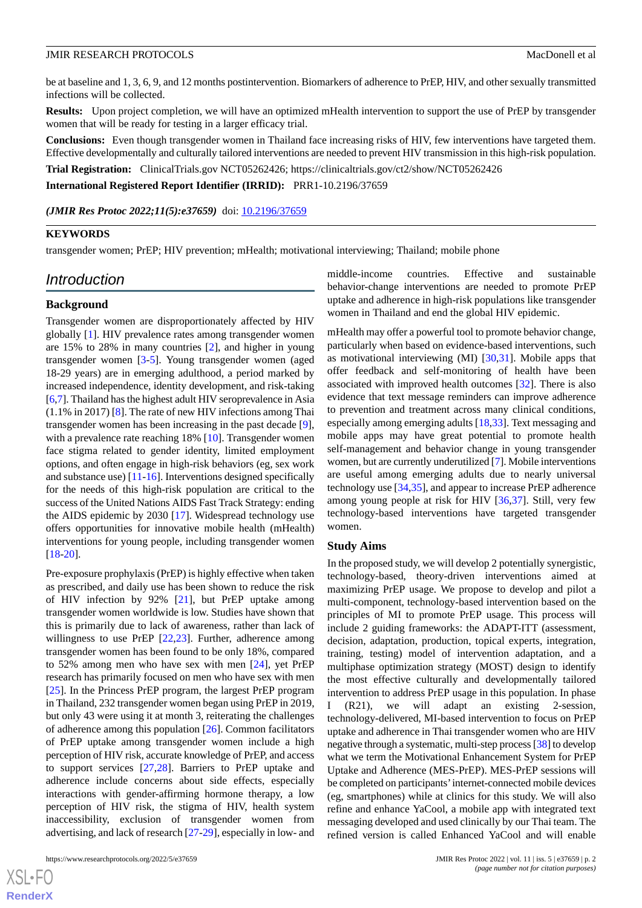be at baseline and 1, 3, 6, 9, and 12 months postintervention. Biomarkers of adherence to PrEP, HIV, and other sexually transmitted infections will be collected.

**Results:** Upon project completion, we will have an optimized mHealth intervention to support the use of PrEP by transgender women that will be ready for testing in a larger efficacy trial.

**Conclusions:** Even though transgender women in Thailand face increasing risks of HIV, few interventions have targeted them. Effective developmentally and culturally tailored interventions are needed to prevent HIV transmission in this high-risk population.

**Trial Registration:** ClinicalTrials.gov NCT05262426; https://clinicaltrials.gov/ct2/show/NCT05262426

**International Registered Report Identifier (IRRID):** PRR1-10.2196/37659

***(JMIR Res Protoc 2022;11(5):e37659)*** doi: 10.2196/37659

**KEYWORDS**

transgender women; PrEP; HIV prevention; mHealth; motivational interviewing; Thailand; mobile phone

## Introduction

### Background

Transgender women are disproportionately affected by HIV globally [1]. HIV prevalence rates among transgender women are 15% to 28% in many countries [2], and higher in young transgender women [3-5]. Young transgender women (aged 18-29 years) are in emerging adulthood, a period marked by increased independence, identity development, and risk-taking [6,7]. Thailand has the highest adult HIV seroprevalence in Asia (1.1% in 2017) [8]. The rate of new HIV infections among Thai transgender women has been increasing in the past decade [9], with a prevalence rate reaching 18% [10]. Transgender women face stigma related to gender identity, limited employment options, and often engage in high-risk behaviors (eg, sex work and substance use) [11-16]. Interventions designed specifically for the needs of this high-risk population are critical to the success of the United Nations AIDS Fast Track Strategy: ending the AIDS epidemic by 2030 [17]. Widespread technology use offers opportunities for innovative mobile health (mHealth) interventions for young people, including transgender women [18-20].

Pre-exposure prophylaxis (PrEP) is highly effective when taken as prescribed, and daily use has been shown to reduce the risk of HIV infection by 92% [21], but PrEP uptake among transgender women worldwide is low. Studies have shown that this is primarily due to lack of awareness, rather than lack of willingness to use PrEP [22,23]. Further, adherence among transgender women has been found to be only 18%, compared to 52% among men who have sex with men [24], yet PrEP research has primarily focused on men who have sex with men [25]. In the Princess PrEP program, the largest PrEP program in Thailand, 232 transgender women began using PrEP in 2019, but only 43 were using it at month 3, reiterating the challenges of adherence among this population [26]. Common facilitators of PrEP uptake among transgender women include a high perception of HIV risk, accurate knowledge of PrEP, and access to support services [27,28]. Barriers to PrEP uptake and adherence include concerns about side effects, especially interactions with gender-affirming hormone therapy, a low perception of HIV risk, the stigma of HIV, health system inaccessibility, exclusion of transgender women from advertising, and lack of research [27-29], especially in low- and middle-income countries. Effective and sustainable behavior-change interventions are needed to promote PrEP uptake and adherence in high-risk populations like transgender women in Thailand and end the global HIV epidemic.

mHealth may offer a powerful tool to promote behavior change, particularly when based on evidence-based interventions, such as motivational interviewing (MI) [30,31]. Mobile apps that offer feedback and self-monitoring of health have been associated with improved health outcomes [32]. There is also evidence that text message reminders can improve adherence to prevention and treatment across many clinical conditions, especially among emerging adults [18,33]. Text messaging and mobile apps may have great potential to promote health self-management and behavior change in young transgender women, but are currently underutilized [7]. Mobile interventions are useful among emerging adults due to nearly universal technology use [34,35], and appear to increase PrEP adherence among young people at risk for HIV [36,37]. Still, very few technology-based interventions have targeted transgender women.

### Study Aims

In the proposed study, we will develop 2 potentially synergistic, technology-based, theory-driven interventions aimed at maximizing PrEP usage. We propose to develop and pilot a multi-component, technology-based intervention based on the principles of MI to promote PrEP usage. This process will include 2 guiding frameworks: the ADAPT-ITT (assessment, decision, adaptation, production, topical experts, integration, training, testing) model of intervention adaptation, and a multiphase optimization strategy (MOST) design to identify the most effective culturally and developmentally tailored intervention to address PrEP usage in this population. In phase I (R21), we will adapt an existing 2-session, technology-delivered, MI-based intervention to focus on PrEP uptake and adherence in Thai transgender women who are HIV negative through a systematic, multi-step process [38] to develop what we term the Motivational Enhancement System for PrEP Uptake and Adherence (MES-PrEP). MES-PrEP sessions will be completed on participants' internet-connected mobile devices (eg, smartphones) while at clinics for this study. We will also refine and enhance YaCool, a mobile app with integrated text messaging developed and used clinically by our Thai team. The refined version is called Enhanced YaCool and will enable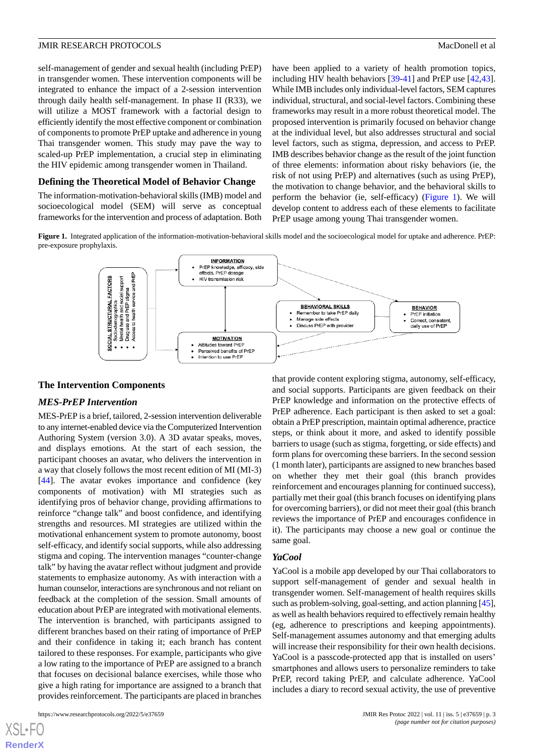self-management of gender and sexual health (including PrEP) in transgender women. These intervention components will be integrated to enhance the impact of a 2-session intervention through daily health self-management. In phase II (R33), we will utilize a MOST framework with a factorial design to efficiently identify the most effective component or combination of components to promote PrEP uptake and adherence in young Thai transgender women. This study may pave the way to scaled-up PrEP implementation, a crucial step in eliminating the HIV epidemic among transgender women in Thailand.

## Defining the Theoretical Model of Behavior Change

The information-motivation-behavioral skills (IMB) model and socioecological model (SEM) will serve as conceptual frameworks for the intervention and process of adaptation. Both have been applied to a variety of health promotion topics, including HIV health behaviors [39-41] and PrEP use [42,43]. While IMB includes only individual-level factors, SEM captures individual, structural, and social-level factors. Combining these frameworks may result in a more robust theoretical model. The proposed intervention is primarily focused on behavior change at the individual level, but also addresses structural and social level factors, such as stigma, depression, and access to PrEP. IMB describes behavior change as the result of the joint function of three elements: information about risky behaviors (ie, the risk of not using PrEP) and alternatives (such as using PrEP), the motivation to change behavior, and the behavioral skills to perform the behavior (ie, self-efficacy) (Figure 1). We will develop content to address each of these elements to facilitate PrEP usage among young Thai transgender women.

**Figure 1.** Integrated application of the information-motivation-behavioral skills model and the socioecological model for uptake and adherence. PrEP: pre-exposure prophylaxis.

SOCIAL STRUCTURAL FACTORS
- Socio-demographics
- Mental health and social support
- Drug use and PrEP stigma
- Access to health service and PrEP

INFORMATION
- PrEP knowledge, efficacy, side effects, PrEP dosage
- HIV transmission risk

MOTIVATION
- Attitudes toward PrEP
- Perceived benefits of PrEP
- Intention to use PrEP

BEHAVIORAL SKILLS
- Remember to take PrEP daily
- Manage side effects
- Discuss PrEP with provider

BEHAVIOR
- PrEP initiation
- Correct, consistent, daily use of PrEP

## The Intervention Components

### *MES-PrEP Intervention*

MES-PrEP is a brief, tailored, 2-session intervention deliverable to any internet-enabled device via the Computerized Intervention Authoring System (version 3.0). A 3D avatar speaks, moves, and displays emotions. At the start of each session, the participant chooses an avatar, who delivers the intervention in a way that closely follows the most recent edition of MI (MI-3) [44]. The avatar evokes importance and confidence (key components of motivation) with MI strategies such as identifying pros of behavior change, providing affirmations to reinforce "change talk" and boost confidence, and identifying strengths and resources. MI strategies are utilized within the motivational enhancement system to promote autonomy, boost self-efficacy, and identify social supports, while also addressing stigma and coping. The intervention manages "counter-change talk" by having the avatar reflect without judgment and provide statements to emphasize autonomy. As with interaction with a human counselor, interactions are synchronous and not reliant on feedback at the completion of the session. Small amounts of education about PrEP are integrated with motivational elements. The intervention is branched, with participants assigned to different branches based on their rating of importance of PrEP and their confidence in taking it; each branch has content tailored to these responses. For example, participants who give a low rating to the importance of PrEP are assigned to a branch that focuses on decisional balance exercises, while those who give a high rating for importance are assigned to a branch that provides reinforcement. The participants are placed in branches that provide content exploring stigma, autonomy, self-efficacy, and social supports. Participants are given feedback on their PrEP knowledge and information on the protective effects of PrEP adherence. Each participant is then asked to set a goal: obtain a PrEP prescription, maintain optimal adherence, practice steps, or think about it more, and asked to identify possible barriers to usage (such as stigma, forgetting, or side effects) and form plans for overcoming these barriers. In the second session (1 month later), participants are assigned to new branches based on whether they met their goal (this branch provides reinforcement and encourages planning for continued success), partially met their goal (this branch focuses on identifying plans for overcoming barriers), or did not meet their goal (this branch reviews the importance of PrEP and encourages confidence in it). The participants may choose a new goal or continue the same goal.

### *YaCool*

YaCool is a mobile app developed by our Thai collaborators to support self-management of gender and sexual health in transgender women. Self-management of health requires skills such as problem-solving, goal-setting, and action planning [45], as well as health behaviors required to effectively remain healthy (eg, adherence to prescriptions and keeping appointments). Self-management assumes autonomy and that emerging adults will increase their responsibility for their own health decisions. YaCool is a passcode-protected app that is installed on users' smartphones and allows users to personalize reminders to take PrEP, record taking PrEP, and calculate adherence. YaCool includes a diary to record sexual activity, the use of preventive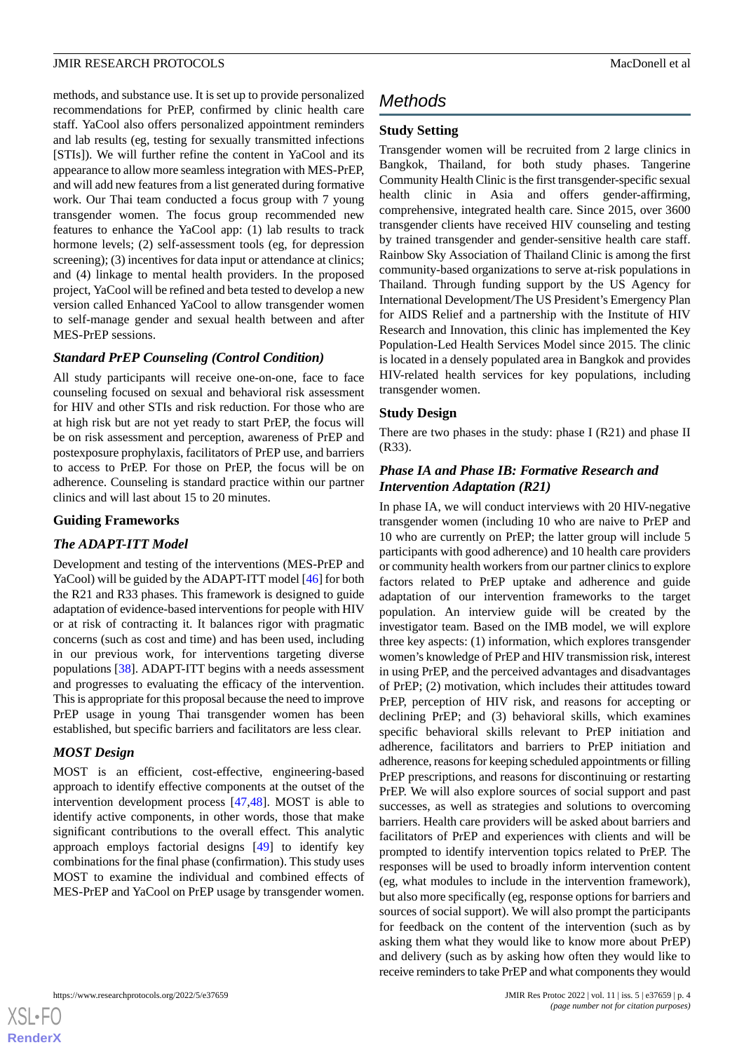methods, and substance use. It is set up to provide personalized recommendations for PrEP, confirmed by clinic health care staff. YaCool also offers personalized appointment reminders and lab results (eg, testing for sexually transmitted infections [STIs]). We will further refine the content in YaCool and its appearance to allow more seamless integration with MES-PrEP, and will add new features from a list generated during formative work. Our Thai team conducted a focus group with 7 young transgender women. The focus group recommended new features to enhance the YaCool app: (1) lab results to track hormone levels; (2) self-assessment tools (eg, for depression screening); (3) incentives for data input or attendance at clinics; and (4) linkage to mental health providers. In the proposed project, YaCool will be refined and beta tested to develop a new version called Enhanced YaCool to allow transgender women to self-manage gender and sexual health between and after MES-PrEP sessions.

### *Standard PrEP Counseling (Control Condition)*

All study participants will receive one-on-one, face to face counseling focused on sexual and behavioral risk assessment for HIV and other STIs and risk reduction. For those who are at high risk but are not yet ready to start PrEP, the focus will be on risk assessment and perception, awareness of PrEP and postexposure prophylaxis, facilitators of PrEP use, and barriers to access to PrEP. For those on PrEP, the focus will be on adherence. Counseling is standard practice within our partner clinics and will last about 15 to 20 minutes.

## Guiding Frameworks

### *The ADAPT-ITT Model*

Development and testing of the interventions (MES-PrEP and YaCool) will be guided by the ADAPT-ITT model [46] for both the R21 and R33 phases. This framework is designed to guide adaptation of evidence-based interventions for people with HIV or at risk of contracting it. It balances rigor with pragmatic concerns (such as cost and time) and has been used, including in our previous work, for interventions targeting diverse populations [38]. ADAPT-ITT begins with a needs assessment and progresses to evaluating the efficacy of the intervention. This is appropriate for this proposal because the need to improve PrEP usage in young Thai transgender women has been established, but specific barriers and facilitators are less clear.

### *MOST Design*

MOST is an efficient, cost-effective, engineering-based approach to identify effective components at the outset of the intervention development process [47,48]. MOST is able to identify active components, in other words, those that make significant contributions to the overall effect. This analytic approach employs factorial designs [49] to identify key combinations for the final phase (confirmation). This study uses MOST to examine the individual and combined effects of MES-PrEP and YaCool on PrEP usage by transgender women.

# Methods

## Study Setting

Transgender women will be recruited from 2 large clinics in Bangkok, Thailand, for both study phases. Tangerine Community Health Clinic is the first transgender-specific sexual health clinic in Asia and offers gender-affirming, comprehensive, integrated health care. Since 2015, over 3600 transgender clients have received HIV counseling and testing by trained transgender and gender-sensitive health care staff. Rainbow Sky Association of Thailand Clinic is among the first community-based organizations to serve at-risk populations in Thailand. Through funding support by the US Agency for International Development/The US President's Emergency Plan for AIDS Relief and a partnership with the Institute of HIV Research and Innovation, this clinic has implemented the Key Population-Led Health Services Model since 2015. The clinic is located in a densely populated area in Bangkok and provides HIV-related health services for key populations, including transgender women.

## Study Design

There are two phases in the study: phase I (R21) and phase II (R33).

### *Phase IA and Phase IB: Formative Research and Intervention Adaptation (R21)*

In phase IA, we will conduct interviews with 20 HIV-negative transgender women (including 10 who are naive to PrEP and 10 who are currently on PrEP; the latter group will include 5 participants with good adherence) and 10 health care providers or community health workers from our partner clinics to explore factors related to PrEP uptake and adherence and guide adaptation of our intervention frameworks to the target population. An interview guide will be created by the investigator team. Based on the IMB model, we will explore three key aspects: (1) information, which explores transgender women's knowledge of PrEP and HIV transmission risk, interest in using PrEP, and the perceived advantages and disadvantages of PrEP; (2) motivation, which includes their attitudes toward PrEP, perception of HIV risk, and reasons for accepting or declining PrEP; and (3) behavioral skills, which examines specific behavioral skills relevant to PrEP initiation and adherence, facilitators and barriers to PrEP initiation and adherence, reasons for keeping scheduled appointments or filling PrEP prescriptions, and reasons for discontinuing or restarting PrEP. We will also explore sources of social support and past successes, as well as strategies and solutions to overcoming barriers. Health care providers will be asked about barriers and facilitators of PrEP and experiences with clients and will be prompted to identify intervention topics related to PrEP. The responses will be used to broadly inform intervention content (eg, what modules to include in the intervention framework), but also more specifically (eg, response options for barriers and sources of social support). We will also prompt the participants for feedback on the content of the intervention (such as by asking them what they would like to know more about PrEP) and delivery (such as by asking how often they would like to receive reminders to take PrEP and what components they would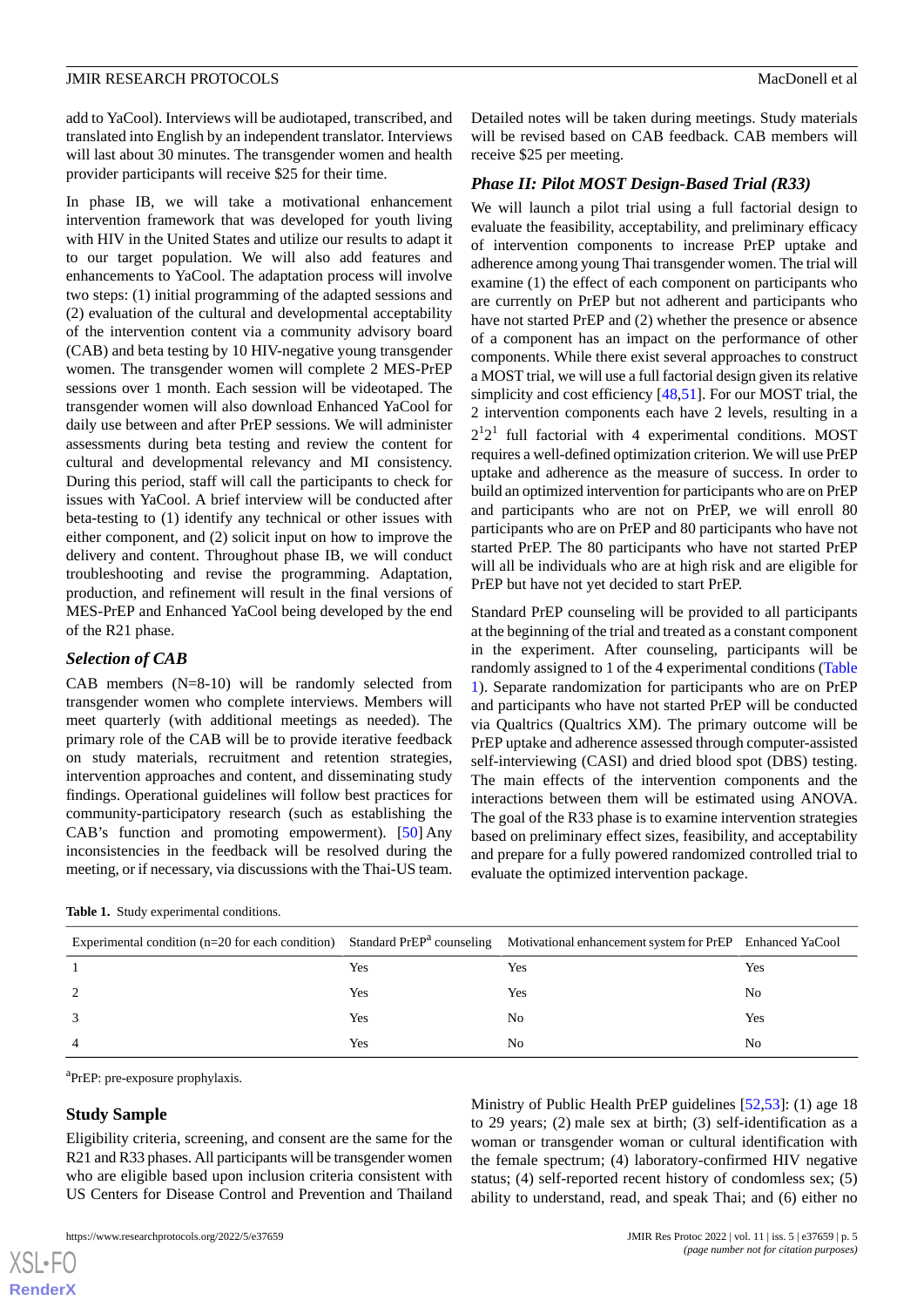add to YaCool). Interviews will be audiotaped, transcribed, and translated into English by an independent translator. Interviews will last about 30 minutes. The transgender women and health provider participants will receive $25 for their time.

In phase IB, we will take a motivational enhancement intervention framework that was developed for youth living with HIV in the United States and utilize our results to adapt it to our target population. We will also add features and enhancements to YaCool. The adaptation process will involve two steps: (1) initial programming of the adapted sessions and (2) evaluation of the cultural and developmental acceptability of the intervention content via a community advisory board (CAB) and beta testing by 10 HIV-negative young transgender women. The transgender women will complete 2 MES-PrEP sessions over 1 month. Each session will be videotaped. The transgender women will also download Enhanced YaCool for daily use between and after PrEP sessions. We will administer assessments during beta testing and review the content for cultural and developmental relevancy and MI consistency. During this period, staff will call the participants to check for issues with YaCool. A brief interview will be conducted after beta-testing to (1) identify any technical or other issues with either component, and (2) solicit input on how to improve the delivery and content. Throughout phase IB, we will conduct troubleshooting and revise the programming. Adaptation, production, and refinement will result in the final versions of MES-PrEP and Enhanced YaCool being developed by the end of the R21 phase.

### *Selection of CAB*

CAB members (N=8-10) will be randomly selected from transgender women who complete interviews. Members will meet quarterly (with additional meetings as needed). The primary role of the CAB will be to provide iterative feedback on study materials, recruitment and retention strategies, intervention approaches and content, and disseminating study findings. Operational guidelines will follow best practices for community-participatory research (such as establishing the CAB's function and promoting empowerment). [50] Any inconsistencies in the feedback will be resolved during the meeting, or if necessary, via discussions with the Thai-US team. Detailed notes will be taken during meetings. Study materials will be revised based on CAB feedback. CAB members will receive $25 per meeting.

### *Phase II: Pilot MOST Design-Based Trial (R33)*

We will launch a pilot trial using a full factorial design to evaluate the feasibility, acceptability, and preliminary efficacy of intervention components to increase PrEP uptake and adherence among young Thai transgender women. The trial will examine (1) the effect of each component on participants who are currently on PrEP but not adherent and participants who have not started PrEP and (2) whether the presence or absence of a component has an impact on the performance of other components. While there exist several approaches to construct a MOST trial, we will use a full factorial design given its relative simplicity and cost efficiency [48,51]. For our MOST trial, the 2 intervention components each have 2 levels, resulting in a $2^1 2^1$ full factorial with 4 experimental conditions. MOST requires a well-defined optimization criterion. We will use PrEP uptake and adherence as the measure of success. In order to build an optimized intervention for participants who are on PrEP and participants who are not on PrEP, we will enroll 80 participants who are on PrEP and 80 participants who have not started PrEP. The 80 participants who have not started PrEP will all be individuals who are at high risk and are eligible for PrEP but have not yet decided to start PrEP.

Standard PrEP counseling will be provided to all participants at the beginning of the trial and treated as a constant component in the experiment. After counseling, participants will be randomly assigned to 1 of the 4 experimental conditions (Table 1). Separate randomization for participants who are on PrEP and participants who have not started PrEP will be conducted via Qualtrics (Qualtrics XM). The primary outcome will be PrEP uptake and adherence assessed through computer-assisted self-interviewing (CASI) and dried blood spot (DBS) testing. The main effects of the intervention components and the interactions between them will be estimated using ANOVA. The goal of the R33 phase is to examine intervention strategies based on preliminary effect sizes, feasibility, and acceptability and prepare for a fully powered randomized controlled trial to evaluate the optimized intervention package.

**Table 1.** Study experimental conditions.

| Experimental condition (n=20 for each condition) | Standard PrEP[a] counseling | Motivational enhancement system for PrEP | Enhanced YaCool |
|---|---|---|---|
| 1 | Yes | Yes | Yes |
| 2 | Yes | Yes | No |
| 3 | Yes | No | Yes |
| 4 | Yes | No | No |

[a]PrEP: pre-exposure prophylaxis.

## Study Sample

Eligibility criteria, screening, and consent are the same for the R21 and R33 phases. All participants will be transgender women who are eligible based upon inclusion criteria consistent with US Centers for Disease Control and Prevention and Thailand Ministry of Public Health PrEP guidelines [52,53]: (1) age 18 to 29 years; (2) male sex at birth; (3) self-identification as a woman or transgender woman or cultural identification with the female spectrum; (4) laboratory-confirmed HIV negative status; (4) self-reported recent history of condomless sex; (5) ability to understand, read, and speak Thai; and (6) either no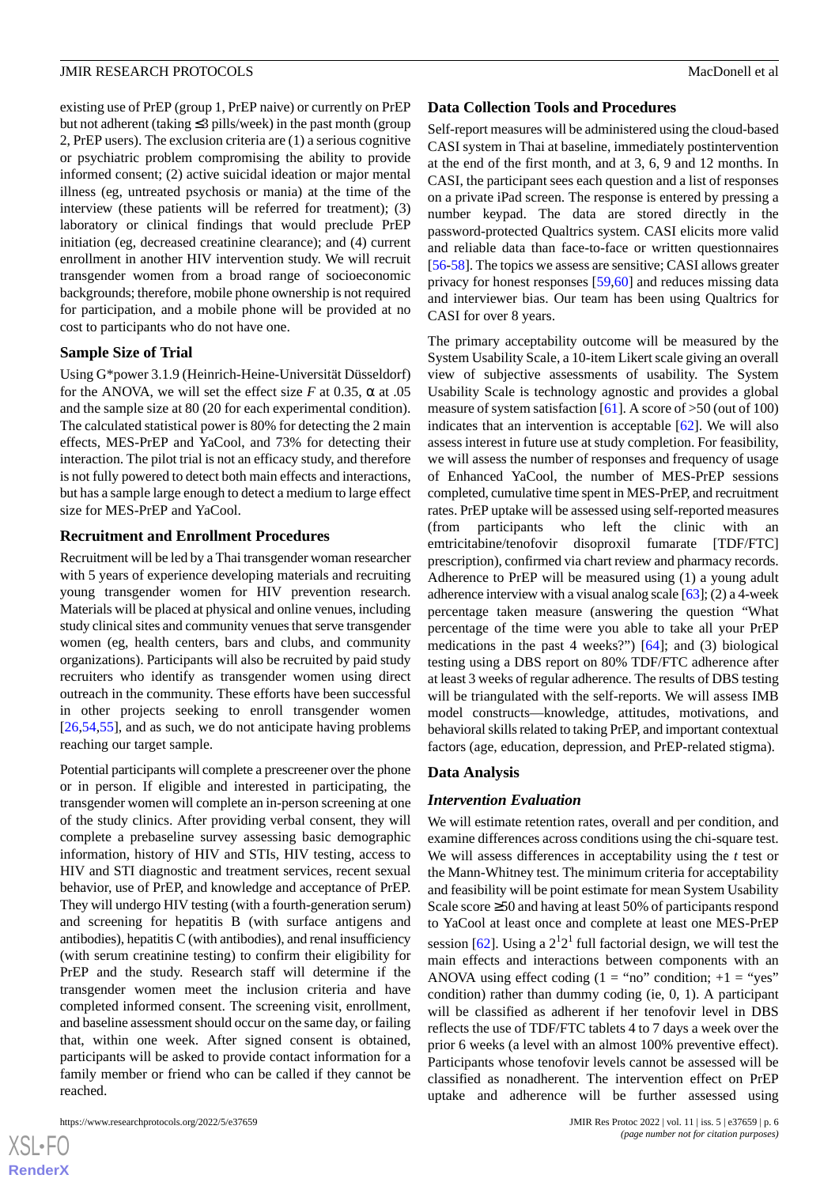existing use of PrEP (group 1, PrEP naive) or currently on PrEP but not adherent (taking ≤3 pills/week) in the past month (group 2, PrEP users). The exclusion criteria are (1) a serious cognitive or psychiatric problem compromising the ability to provide informed consent; (2) active suicidal ideation or major mental illness (eg, untreated psychosis or mania) at the time of the interview (these patients will be referred for treatment); (3) laboratory or clinical findings that would preclude PrEP initiation (eg, decreased creatinine clearance); and (4) current enrollment in another HIV intervention study. We will recruit transgender women from a broad range of socioeconomic backgrounds; therefore, mobile phone ownership is not required for participation, and a mobile phone will be provided at no cost to participants who do not have one.

### Sample Size of Trial

Using G*power 3.1.9 (Heinrich-Heine-Universität Düsseldorf) for the ANOVA, we will set the effect size *F* at 0.35, α at .05 and the sample size at 80 (20 for each experimental condition). The calculated statistical power is 80% for detecting the 2 main effects, MES-PrEP and YaCool, and 73% for detecting their interaction. The pilot trial is not an efficacy study, and therefore is not fully powered to detect both main effects and interactions, but has a sample large enough to detect a medium to large effect size for MES-PrEP and YaCool.

### Recruitment and Enrollment Procedures

Recruitment will be led by a Thai transgender woman researcher with 5 years of experience developing materials and recruiting young transgender women for HIV prevention research. Materials will be placed at physical and online venues, including study clinical sites and community venues that serve transgender women (eg, health centers, bars and clubs, and community organizations). Participants will also be recruited by paid study recruiters who identify as transgender women using direct outreach in the community. These efforts have been successful in other projects seeking to enroll transgender women [26,54,55], and as such, we do not anticipate having problems reaching our target sample.

Potential participants will complete a prescreener over the phone or in person. If eligible and interested in participating, the transgender women will complete an in-person screening at one of the study clinics. After providing verbal consent, they will complete a prebaseline survey assessing basic demographic information, history of HIV and STIs, HIV testing, access to HIV and STI diagnostic and treatment services, recent sexual behavior, use of PrEP, and knowledge and acceptance of PrEP. They will undergo HIV testing (with a fourth-generation serum) and screening for hepatitis B (with surface antigens and antibodies), hepatitis C (with antibodies), and renal insufficiency (with serum creatinine testing) to confirm their eligibility for PrEP and the study. Research staff will determine if the transgender women meet the inclusion criteria and have completed informed consent. The screening visit, enrollment, and baseline assessment should occur on the same day, or failing that, within one week. After signed consent is obtained, participants will be asked to provide contact information for a family member or friend who can be called if they cannot be reached.

### Data Collection Tools and Procedures

Self-report measures will be administered using the cloud-based CASI system in Thai at baseline, immediately postintervention at the end of the first month, and at 3, 6, 9 and 12 months. In CASI, the participant sees each question and a list of responses on a private iPad screen. The response is entered by pressing a number keypad. The data are stored directly in the password-protected Qualtrics system. CASI elicits more valid and reliable data than face-to-face or written questionnaires [56-58]. The topics we assess are sensitive; CASI allows greater privacy for honest responses [59,60] and reduces missing data and interviewer bias. Our team has been using Qualtrics for CASI for over 8 years.

The primary acceptability outcome will be measured by the System Usability Scale, a 10-item Likert scale giving an overall view of subjective assessments of usability. The System Usability Scale is technology agnostic and provides a global measure of system satisfaction [61]. A score of >50 (out of 100) indicates that an intervention is acceptable [62]. We will also assess interest in future use at study completion. For feasibility, we will assess the number of responses and frequency of usage of Enhanced YaCool, the number of MES-PrEP sessions completed, cumulative time spent in MES-PrEP, and recruitment rates. PrEP uptake will be assessed using self-reported measures (from participants who left the clinic with an emtricitabine/tenofovir disoproxil fumarate [TDF/FTC] prescription), confirmed via chart review and pharmacy records. Adherence to PrEP will be measured using (1) a young adult adherence interview with a visual analog scale [63]; (2) a 4-week percentage taken measure (answering the question "What percentage of the time were you able to take all your PrEP medications in the past 4 weeks?") [64]; and (3) biological testing using a DBS report on 80% TDF/FTC adherence after at least 3 weeks of regular adherence. The results of DBS testing will be triangulated with the self-reports. We will assess IMB model constructs—knowledge, attitudes, motivations, and behavioral skills related to taking PrEP, and important contextual factors (age, education, depression, and PrEP-related stigma).

### Data Analysis

#### *Intervention Evaluation*

We will estimate retention rates, overall and per condition, and examine differences across conditions using the chi-square test. We will assess differences in acceptability using the *t* test or the Mann-Whitney test. The minimum criteria for acceptability and feasibility will be point estimate for mean System Usability Scale score ≥50 and having at least 50% of participants respond to YaCool at least once and complete at least one MES-PrEP session [62]. Using a $2^1 2^1$ full factorial design, we will test the main effects and interactions between components with an ANOVA using effect coding (1 = "no"; +1 = "yes" condition) rather than dummy coding (ie, 0, 1). A participant will be classified as adherent if her tenofovir level in DBS reflects the use of TDF/FTC tablets 4 to 7 days a week over the prior 6 weeks (a level with an almost 100% preventive effect). Participants whose tenofovir levels cannot be assessed will be classified as nonadherent. The intervention effect on PrEP uptake and adherence will be further assessed using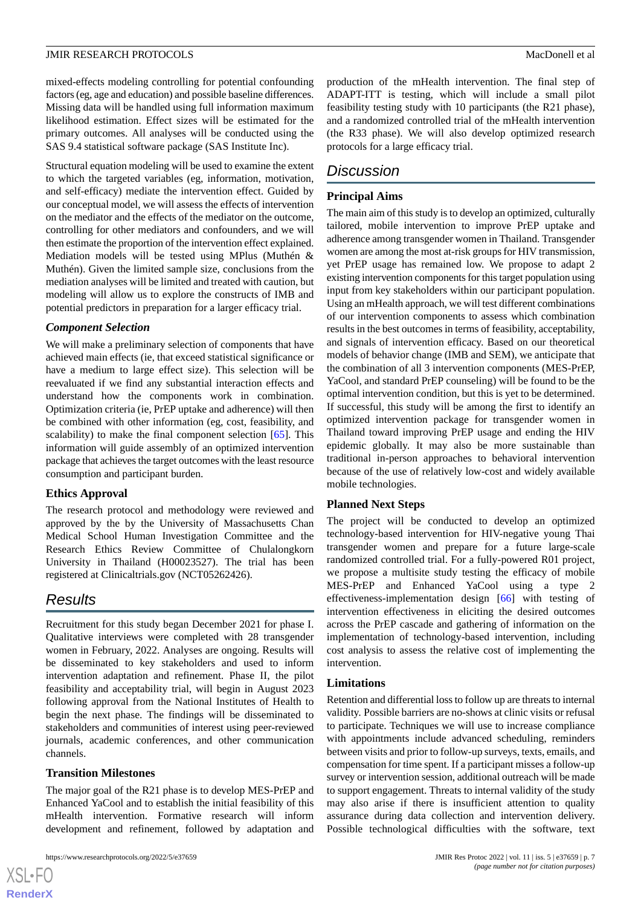mixed-effects modeling controlling for potential confounding factors (eg, age and education) and possible baseline differences. Missing data will be handled using full information maximum likelihood estimation. Effect sizes will be estimated for the primary outcomes. All analyses will be conducted using the SAS 9.4 statistical software package (SAS Institute Inc).

Structural equation modeling will be used to examine the extent to which the targeted variables (eg, information, motivation, and self-efficacy) mediate the intervention effect. Guided by our conceptual model, we will assess the effects of intervention on the mediator and the effects of the mediator on the outcome, controlling for other mediators and confounders, and we will then estimate the proportion of the intervention effect explained. Mediation models will be tested using MPlus (Muthén & Muthén). Given the limited sample size, conclusions from the mediation analyses will be limited and treated with caution, but modeling will allow us to explore the constructs of IMB and potential predictors in preparation for a larger efficacy trial.

### *Component Selection*

We will make a preliminary selection of components that have achieved main effects (ie, that exceed statistical significance or have a medium to large effect size). This selection will be reevaluated if we find any substantial interaction effects and understand how the components work in combination. Optimization criteria (ie, PrEP uptake and adherence) will then be combined with other information (eg, cost, feasibility, and scalability) to make the final component selection [65]. This information will guide assembly of an optimized intervention package that achieves the target outcomes with the least resource consumption and participant burden.

### Ethics Approval

The research protocol and methodology were reviewed and approved by the by the University of Massachusetts Chan Medical School Human Investigation Committee and the Research Ethics Review Committee of Chulalongkorn University in Thailand (H00023527). The trial has been registered at Clinicaltrials.gov (NCT05262426).

## Results

Recruitment for this study began December 2021 for phase I. Qualitative interviews were completed with 28 transgender women in February, 2022. Analyses are ongoing. Results will be disseminated to key stakeholders and used to inform intervention adaptation and refinement. Phase II, the pilot feasibility and acceptability trial, will begin in August 2023 following approval from the National Institutes of Health to begin the next phase. The findings will be disseminated to stakeholders and communities of interest using peer-reviewed journals, academic conferences, and other communication channels.

### Transition Milestones

The major goal of the R21 phase is to develop MES-PrEP and Enhanced YaCool and to establish the initial feasibility of this mHealth intervention. Formative research will inform development and refinement, followed by adaptation and production of the mHealth intervention. The final step of ADAPT-ITT is testing, which will include a small pilot feasibility testing study with 10 participants (the R21 phase), and a randomized controlled trial of the mHealth intervention (the R33 phase). We will also develop optimized research protocols for a large efficacy trial.

## Discussion

### Principal Aims

The main aim of this study is to develop an optimized, culturally tailored, mobile intervention to improve PrEP uptake and adherence among transgender women in Thailand. Transgender women are among the most at-risk groups for HIV transmission, yet PrEP usage has remained low. We propose to adapt 2 existing intervention components for this target population using input from key stakeholders within our participant population. Using an mHealth approach, we will test different combinations of our intervention components to assess which combination results in the best outcomes in terms of feasibility, acceptability, and signals of intervention efficacy. Based on our theoretical models of behavior change (IMB and SEM), we anticipate that the combination of all 3 intervention components (MES-PrEP, YaCool, and standard PrEP counseling) will be found to be the optimal intervention condition, but this is yet to be determined. If successful, this study will be among the first to identify an optimized intervention package for transgender women in Thailand toward improving PrEP usage and ending the HIV epidemic globally. It may also be more sustainable than traditional in-person approaches to behavioral intervention because of the use of relatively low-cost and widely available mobile technologies.

### Planned Next Steps

The project will be conducted to develop an optimized technology-based intervention for HIV-negative young Thai transgender women and prepare for a future large-scale randomized controlled trial. For a fully-powered R01 project, we propose a multisite study testing the efficacy of mobile MES-PrEP and Enhanced YaCool using a type 2 effectiveness-implementation design [66] with testing of intervention effectiveness in eliciting the desired outcomes across the PrEP cascade and gathering of information on the implementation of technology-based intervention, including cost analysis to assess the relative cost of implementing the intervention.

### Limitations

Retention and differential loss to follow up are threats to internal validity. Possible barriers are no-shows at clinic visits or refusal to participate. Techniques we will use to increase compliance with appointments include advanced scheduling, reminders between visits and prior to follow-up surveys, texts, emails, and compensation for time spent. If a participant misses a follow-up survey or intervention session, additional outreach will be made to support engagement. Threats to internal validity of the study may also arise if there is insufficient attention to quality assurance during data collection and intervention delivery. Possible technological difficulties with the software, text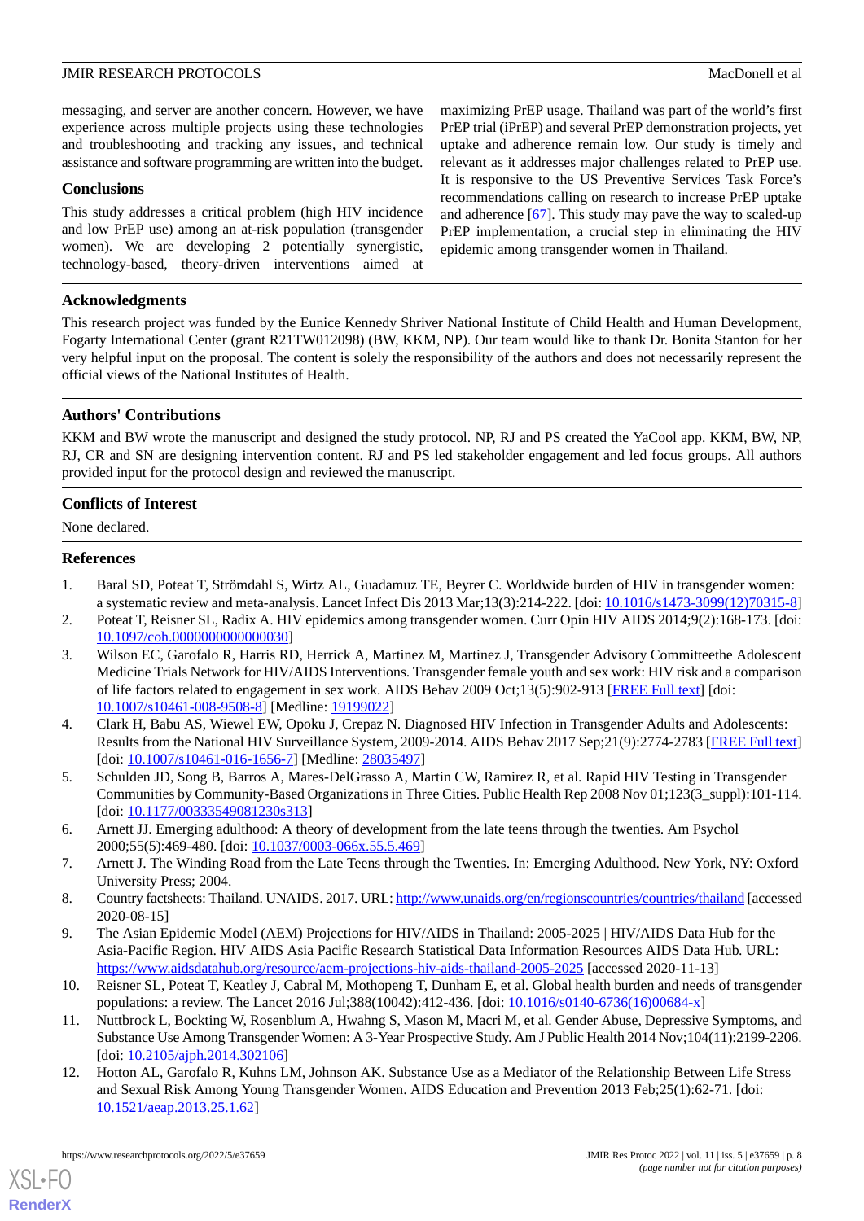messaging, and server are another concern. However, we have experience across multiple projects using these technologies and troubleshooting and tracking any issues, and technical assistance and software programming are written into the budget.

## Conclusions

This study addresses a critical problem (high HIV incidence and low PrEP use) among an at-risk population (transgender women). We are developing 2 potentially synergistic, technology-based, theory-driven interventions aimed at maximizing PrEP usage. Thailand was part of the world's first PrEP trial (iPrEP) and several PrEP demonstration projects, yet uptake and adherence remain low. Our study is timely and relevant as it addresses major challenges related to PrEP use. It is responsive to the US Preventive Services Task Force's recommendations calling on research to increase PrEP uptake and adherence [67]. This study may pave the way to scaled-up PrEP implementation, a crucial step in eliminating the HIV epidemic among transgender women in Thailand.

## Acknowledgments

This research project was funded by the Eunice Kennedy Shriver National Institute of Child Health and Human Development, Fogarty International Center (grant R21TW012098) (BW, KKM, NP). Our team would like to thank Dr. Bonita Stanton for her very helpful input on the proposal. The content is solely the responsibility of the authors and does not necessarily represent the official views of the National Institutes of Health.

## Authors' Contributions

KKM and BW wrote the manuscript and designed the study protocol. NP, RJ and PS created the YaCool app. KKM, BW, NP, RJ, CR and SN are designing intervention content. RJ and PS led stakeholder engagement and led focus groups. All authors provided input for the protocol design and reviewed the manuscript.

## Conflicts of Interest

None declared.

## References

1. Baral SD, Poteat T, Strömdahl S, Wirtz AL, Guadamuz TE, Beyrer C. Worldwide burden of HIV in transgender women: a systematic review and meta-analysis. Lancet Infect Dis 2013 Mar;13(3):214-222. [doi: 10.1016/s1473-3099(12)70315-8]
2. Poteat T, Reisner SL, Radix A. HIV epidemics among transgender women. Curr Opin HIV AIDS 2014;9(2):168-173. [doi: 10.1097/coh.0000000000000030]
3. Wilson EC, Garofalo R, Harris RD, Herrick A, Martinez M, Martinez J, Transgender Advisory Committeethe Adolescent Medicine Trials Network for HIV/AIDS Interventions. Transgender female youth and sex work: HIV risk and a comparison of life factors related to engagement in sex work. AIDS Behav 2009 Oct;13(5):902-913 [FREE Full text] [doi: 10.1007/s10461-008-9508-8] [Medline: 19199022]
4. Clark H, Babu AS, Wiewel EW, Opoku J, Crepaz N. Diagnosed HIV Infection in Transgender Adults and Adolescents: Results from the National HIV Surveillance System, 2009-2014. AIDS Behav 2017 Sep;21(9):2774-2783 [FREE Full text] [doi: 10.1007/s10461-016-1656-7] [Medline: 28035497]
5. Schulden JD, Song B, Barros A, Mares-DelGrasso A, Martin CW, Ramirez R, et al. Rapid HIV Testing in Transgender Communities by Community-Based Organizations in Three Cities. Public Health Rep 2008 Nov 01;123(3_suppl):101-114. [doi: 10.1177/00333549081230s313]
6. Arnett JJ. Emerging adulthood: A theory of development from the late teens through the twenties. Am Psychol 2000;55(5):469-480. [doi: 10.1037/0003-066x.55.5.469]
7. Arnett J. The Winding Road from the Late Teens through the Twenties. In: Emerging Adulthood. New York, NY: Oxford University Press; 2004.
8. Country factsheets: Thailand. UNAIDS. 2017. URL: http://www.unaids.org/en/regionscountries/countries/thailand [accessed 2020-08-15]
9. The Asian Epidemic Model (AEM) Projections for HIV/AIDS in Thailand: 2005-2025 | HIV/AIDS Data Hub for the Asia-Pacific Region. HIV AIDS Asia Pacific Research Statistical Data Information Resources AIDS Data Hub. URL: https://www.aidsdatahub.org/resource/aem-projections-hiv-aids-thailand-2005-2025 [accessed 2020-11-13]
10. Reisner SL, Poteat T, Keatley J, Cabral M, Mothopeng T, Dunham E, et al. Global health burden and needs of transgender populations: a review. The Lancet 2016 Jul;388(10042):412-436. [doi: 10.1016/s0140-6736(16)00684-x]
11. Nuttbrock L, Bockting W, Rosenblum A, Hwahng S, Mason M, Macri M, et al. Gender Abuse, Depressive Symptoms, and Substance Use Among Transgender Women: A 3-Year Prospective Study. Am J Public Health 2014 Nov;104(11):2199-2206. [doi: 10.2105/ajph.2014.302106]
12. Hotton AL, Garofalo R, Kuhns LM, Johnson AK. Substance Use as a Mediator of the Relationship Between Life Stress and Sexual Risk Among Young Transgender Women. AIDS Education and Prevention 2013 Feb;25(1):62-71. [doi: 10.1521/aeap.2013.25.1.62]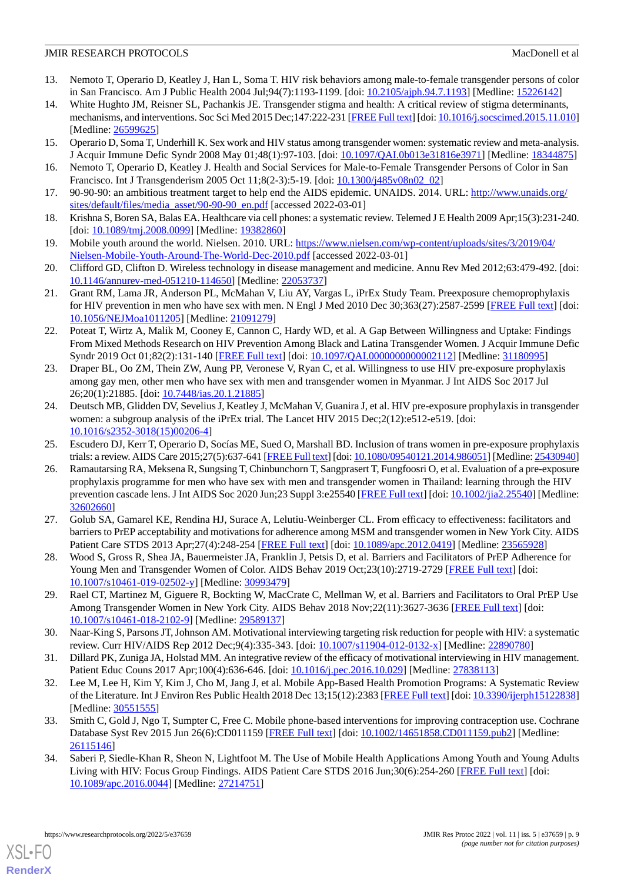13. Nemoto T, Operario D, Keatley J, Han L, Soma T. HIV risk behaviors among male-to-female transgender persons of color in San Francisco. Am J Public Health 2004 Jul;94(7):1193-1199. [doi: 10.2105/ajph.94.7.1193] [Medline: 15226142]
14. White Hughto JM, Reisner SL, Pachankis JE. Transgender stigma and health: A critical review of stigma determinants, mechanisms, and interventions. Soc Sci Med 2015 Dec;147:222-231 [FREE Full text] [doi: 10.1016/j.socscimed.2015.11.010] [Medline: 26599625]
15. Operario D, Soma T, Underhill K. Sex work and HIV status among transgender women: systematic review and meta-analysis. J Acquir Immune Defic Syndr 2008 May 01;48(1):97-103. [doi: 10.1097/QAI.0b013e31816e3971] [Medline: 18344875]
16. Nemoto T, Operario D, Keatley J. Health and Social Services for Male-to-Female Transgender Persons of Color in San Francisco. Int J Transgenderism 2005 Oct 11;8(2-3):5-19. [doi: 10.1300/j485v08n02_02]
17. 90-90-90: an ambitious treatment target to help end the AIDS epidemic. UNAIDS. 2014. URL: http://www.unaids.org/sites/default/files/media_asset/90-90-90_en.pdf [accessed 2022-03-01]
18. Krishna S, Boren SA, Balas EA. Healthcare via cell phones: a systematic review. Telemed J E Health 2009 Apr;15(3):231-240. [doi: 10.1089/tmj.2008.0099] [Medline: 19382860]
19. Mobile youth around the world. Nielsen. 2010. URL: https://www.nielsen.com/wp-content/uploads/sites/3/2019/04/Nielsen-Mobile-Youth-Around-The-World-Dec-2010.pdf [accessed 2022-03-01]
20. Clifford GD, Clifton D. Wireless technology in disease management and medicine. Annu Rev Med 2012;63:479-492. [doi: 10.1146/annurev-med-051210-114650] [Medline: 22053737]
21. Grant RM, Lama JR, Anderson PL, McMahan V, Liu AY, Vargas L, iPrEx Study Team. Preexposure chemoprophylaxis for HIV prevention in men who have sex with men. N Engl J Med 2010 Dec 30;363(27):2587-2599 [FREE Full text] [doi: 10.1056/NEJMoa1011205] [Medline: 21091279]
22. Poteat T, Wirtz A, Malik M, Cooney E, Cannon C, Hardy WD, et al. A Gap Between Willingness and Uptake: Findings From Mixed Methods Research on HIV Prevention Among Black and Latina Transgender Women. J Acquir Immune Defic Syndr 2019 Oct 01;82(2):131-140 [FREE Full text] [doi: 10.1097/QAI.0000000000002112] [Medline: 31180995]
23. Draper BL, Oo ZM, Thein ZW, Aung PP, Veronese V, Ryan C, et al. Willingness to use HIV pre-exposure prophylaxis among gay men, other men who have sex with men and transgender women in Myanmar. J Int AIDS Soc 2017 Jul 26;20(1):21885. [doi: 10.7448/ias.20.1.21885]
24. Deutsch MB, Glidden DV, Sevelius J, Keatley J, McMahan V, Guanira J, et al. HIV pre-exposure prophylaxis in transgender women: a subgroup analysis of the iPrEx trial. The Lancet HIV 2015 Dec;2(12):e512-e519. [doi: 10.1016/s2352-3018(15)00206-4]
25. Escudero DJ, Kerr T, Operario D, Socías ME, Sued O, Marshall BD. Inclusion of trans women in pre-exposure prophylaxis trials: a review. AIDS Care 2015;27(5):637-641 [FREE Full text] [doi: 10.1080/09540121.2014.986051] [Medline: 25430940]
26. Ramautarsing RA, Meksena R, Sungsing T, Chinbunchorn T, Sangprasert T, Fungfoosri O, et al. Evaluation of a pre-exposure prophylaxis programme for men who have sex with men and transgender women in Thailand: learning through the HIV prevention cascade lens. J Int AIDS Soc 2020 Jun;23 Suppl 3:e25540 [FREE Full text] [doi: 10.1002/jia2.25540] [Medline: 32602660]
27. Golub SA, Gamarel KE, Rendina HJ, Surace A, Lelutiu-Weinberger CL. From efficacy to effectiveness: facilitators and barriers to PrEP acceptability and motivations for adherence among MSM and transgender women in New York City. AIDS Patient Care STDS 2013 Apr;27(4):248-254 [FREE Full text] [doi: 10.1089/apc.2012.0419] [Medline: 23565928]
28. Wood S, Gross R, Shea JA, Bauermeister JA, Franklin J, Petsis D, et al. Barriers and Facilitators of PrEP Adherence for Young Men and Transgender Women of Color. AIDS Behav 2019 Oct;23(10):2719-2729 [FREE Full text] [doi: 10.1007/s10461-019-02502-y] [Medline: 30993479]
29. Rael CT, Martinez M, Giguere R, Bockting W, MacCrate C, Mellman W, et al. Barriers and Facilitators to Oral PrEP Use Among Transgender Women in New York City. AIDS Behav 2018 Nov;22(11):3627-3636 [FREE Full text] [doi: 10.1007/s10461-018-2102-9] [Medline: 29589137]
30. Naar-King S, Parsons JT, Johnson AM. Motivational interviewing targeting risk reduction for people with HIV: a systematic review. Curr HIV/AIDS Rep 2012 Dec;9(4):335-343. [doi: 10.1007/s11904-012-0132-x] [Medline: 22890780]
31. Dillard PK, Zuniga JA, Holstad MM. An integrative review of the efficacy of motivational interviewing in HIV management. Patient Educ Couns 2017 Apr;100(4):636-646. [doi: 10.1016/j.pec.2016.10.029] [Medline: 27838113]
32. Lee M, Lee H, Kim Y, Kim J, Cho M, Jang J, et al. Mobile App-Based Health Promotion Programs: A Systematic Review of the Literature. Int J Environ Res Public Health 2018 Dec 13;15(12):2383 [FREE Full text] [doi: 10.3390/ijerph15122838] [Medline: 30551555]
33. Smith C, Gold J, Ngo T, Sumpter C, Free C. Mobile phone-based interventions for improving contraception use. Cochrane Database Syst Rev 2015 Jun 26(6):CD011159 [FREE Full text] [doi: 10.1002/14651858.CD011159.pub2] [Medline: 26115146]
34. Saberi P, Siedle-Khan R, Sheon N, Lightfoot M. The Use of Mobile Health Applications Among Youth and Young Adults Living with HIV: Focus Group Findings. AIDS Patient Care STDS 2016 Jun;30(6):254-260 [FREE Full text] [doi: 10.1089/apc.2016.0044] [Medline: 27214751]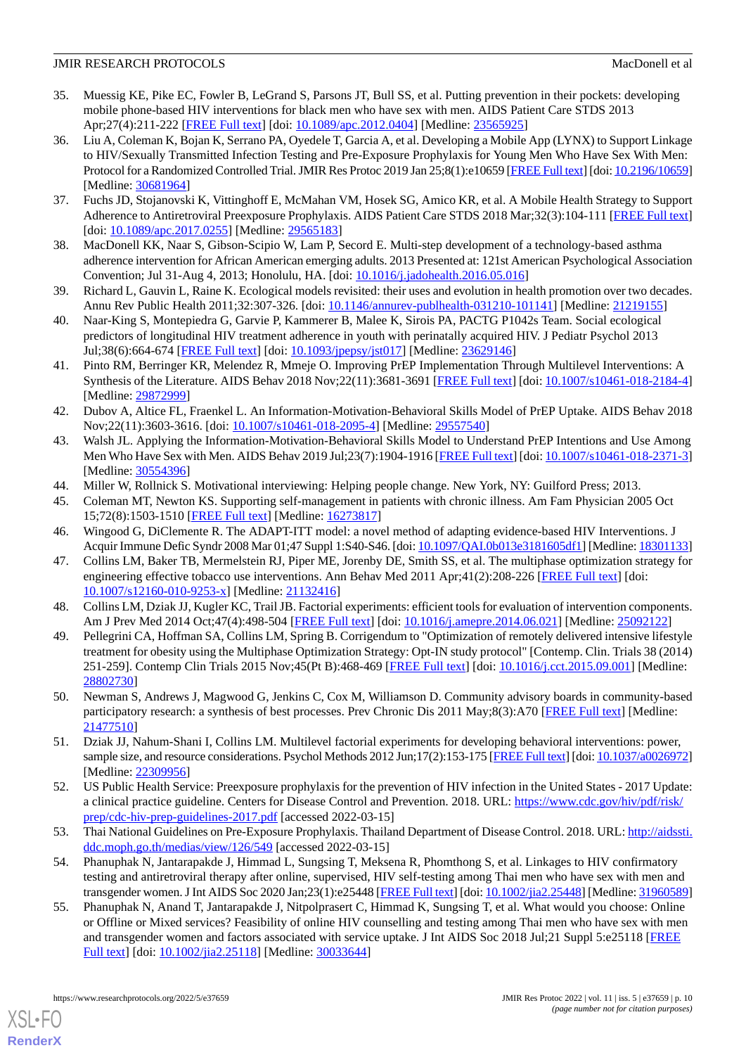35. Muessig KE, Pike EC, Fowler B, LeGrand S, Parsons JT, Bull SS, et al. Putting prevention in their pockets: developing mobile phone-based HIV interventions for black men who have sex with men. AIDS Patient Care STDS 2013 Apr;27(4):211-222 [FREE Full text] [doi: 10.1089/apc.2012.0404] [Medline: 23565925]
36. Liu A, Coleman K, Bojan K, Serrano PA, Oyedele T, Garcia A, et al. Developing a Mobile App (LYNX) to Support Linkage to HIV/Sexually Transmitted Infection Testing and Pre-Exposure Prophylaxis for Young Men Who Have Sex With Men: Protocol for a Randomized Controlled Trial. JMIR Res Protoc 2019 Jan 25;8(1):e10659 [FREE Full text] [doi: 10.2196/10659] [Medline: 30681964]
37. Fuchs JD, Stojanovski K, Vittinghoff E, McMahan VM, Hosek SG, Amico KR, et al. A Mobile Health Strategy to Support Adherence to Antiretroviral Preexposure Prophylaxis. AIDS Patient Care STDS 2018 Mar;32(3):104-111 [FREE Full text] [doi: 10.1089/apc.2017.0255] [Medline: 29565183]
38. MacDonell KK, Naar S, Gibson-Scipio W, Lam P, Secord E. Multi-step development of a technology-based asthma adherence intervention for African American emerging adults. 2013 Presented at: 121st American Psychological Association Convention; Jul 31-Aug 4, 2013; Honolulu, HA. [doi: 10.1016/j.jadohealth.2016.05.016]
39. Richard L, Gauvin L, Raine K. Ecological models revisited: their uses and evolution in health promotion over two decades. Annu Rev Public Health 2011;32:307-326. [doi: 10.1146/annurev-publhealth-031210-101141] [Medline: 21219155]
40. Naar-King S, Montepiedra G, Garvie P, Kammerer B, Malee K, Sirois PA, PACTG P1042s Team. Social ecological predictors of longitudinal HIV treatment adherence in youth with perinatally acquired HIV. J Pediatr Psychol 2013 Jul;38(6):664-674 [FREE Full text] [doi: 10.1093/jpepsy/jst017] [Medline: 23629146]
41. Pinto RM, Berringer KR, Melendez R, Mmeje O. Improving PrEP Implementation Through Multilevel Interventions: A Synthesis of the Literature. AIDS Behav 2018 Nov;22(11):3681-3691 [FREE Full text] [doi: 10.1007/s10461-018-2184-4] [Medline: 29872999]
42. Dubov A, Altice FL, Fraenkel L. An Information-Motivation-Behavioral Skills Model of PrEP Uptake. AIDS Behav 2018 Nov;22(11):3603-3616. [doi: 10.1007/s10461-018-2095-4] [Medline: 29557540]
43. Walsh JL. Applying the Information-Motivation-Behavioral Skills Model to Understand PrEP Intentions and Use Among Men Who Have Sex with Men. AIDS Behav 2019 Jul;23(7):1904-1916 [FREE Full text] [doi: 10.1007/s10461-018-2371-3] [Medline: 30554396]
44. Miller W, Rollnick S. Motivational interviewing: Helping people change. New York, NY: Guilford Press; 2013.
45. Coleman MT, Newton KS. Supporting self-management in patients with chronic illness. Am Fam Physician 2005 Oct 15;72(8):1503-1510 [FREE Full text] [Medline: 16273817]
46. Wingood G, DiClemente R. The ADAPT-ITT model: a novel method of adapting evidence-based HIV Interventions. J Acquir Immune Defic Syndr 2008 Mar 01;47 Suppl 1:S40-S46. [doi: 10.1097/QAI.0b013e3181605df1] [Medline: 18301133]
47. Collins LM, Baker TB, Mermelstein RJ, Piper ME, Jorenby DE, Smith SS, et al. The multiphase optimization strategy for engineering effective tobacco use interventions. Ann Behav Med 2011 Apr;41(2):208-226 [FREE Full text] [doi: 10.1007/s12160-010-9253-x] [Medline: 21132416]
48. Collins LM, Dziak JJ, Kugler KC, Trail JB. Factorial experiments: efficient tools for evaluation of intervention components. Am J Prev Med 2014 Oct;47(4):498-504 [FREE Full text] [doi: 10.1016/j.amepre.2014.06.021] [Medline: 25092122]
49. Pellegrini CA, Hoffman SA, Collins LM, Spring B. Corrigendum to "Optimization of remotely delivered intensive lifestyle treatment for obesity using the Multiphase Optimization Strategy: Opt-IN study protocol" [Contemp. Clin. Trials 38 (2014) 251-259]. Contemp Clin Trials 2015 Nov;45(Pt B):468-469 [FREE Full text] [doi: 10.1016/j.cct.2015.09.001] [Medline: 28802730]
50. Newman S, Andrews J, Magwood G, Jenkins C, Cox M, Williamson D. Community advisory boards in community-based participatory research: a synthesis of best processes. Prev Chronic Dis 2011 May;8(3):A70 [FREE Full text] [Medline: 21477510]
51. Dziak JJ, Nahum-Shani I, Collins LM. Multilevel factorial experiments for developing behavioral interventions: power, sample size, and resource considerations. Psychol Methods 2012 Jun;17(2):153-175 [FREE Full text] [doi: 10.1037/a0026972] [Medline: 22309956]
52. US Public Health Service: Preexposure prophylaxis for the prevention of HIV infection in the United States - 2017 Update: a clinical practice guideline. Centers for Disease Control and Prevention. 2018. URL: https://www.cdc.gov/hiv/pdf/risk/prep/cdc-hiv-prep-guidelines-2017.pdf [accessed 2022-03-15]
53. Thai National Guidelines on Pre-Exposure Prophylaxis. Thailand Department of Disease Control. 2018. URL: http://aidssti.ddc.moph.go.th/medias/view/126/549 [accessed 2022-03-15]
54. Phanuphak N, Jantarapakde J, Himmad L, Sungsing T, Meksena R, Phomthong S, et al. Linkages to HIV confirmatory testing and antiretroviral therapy after online, supervised, HIV self-testing among Thai men who have sex with men and transgender women. J Int AIDS Soc 2020 Jan;23(1):e25448 [FREE Full text] [doi: 10.1002/jia2.25448] [Medline: 31960589]
55. Phanuphak N, Anand T, Jantarapakde J, Nitpolprasert C, Himmad K, Sungsing T, et al. What would you choose: Online or Offline or Mixed services? Feasibility of online HIV counselling and testing among Thai men who have sex with men and transgender women and factors associated with service uptake. J Int AIDS Soc 2018 Jul;21 Suppl 5:e25118 [FREE Full text] [doi: 10.1002/jia2.25118] [Medline: 30033644]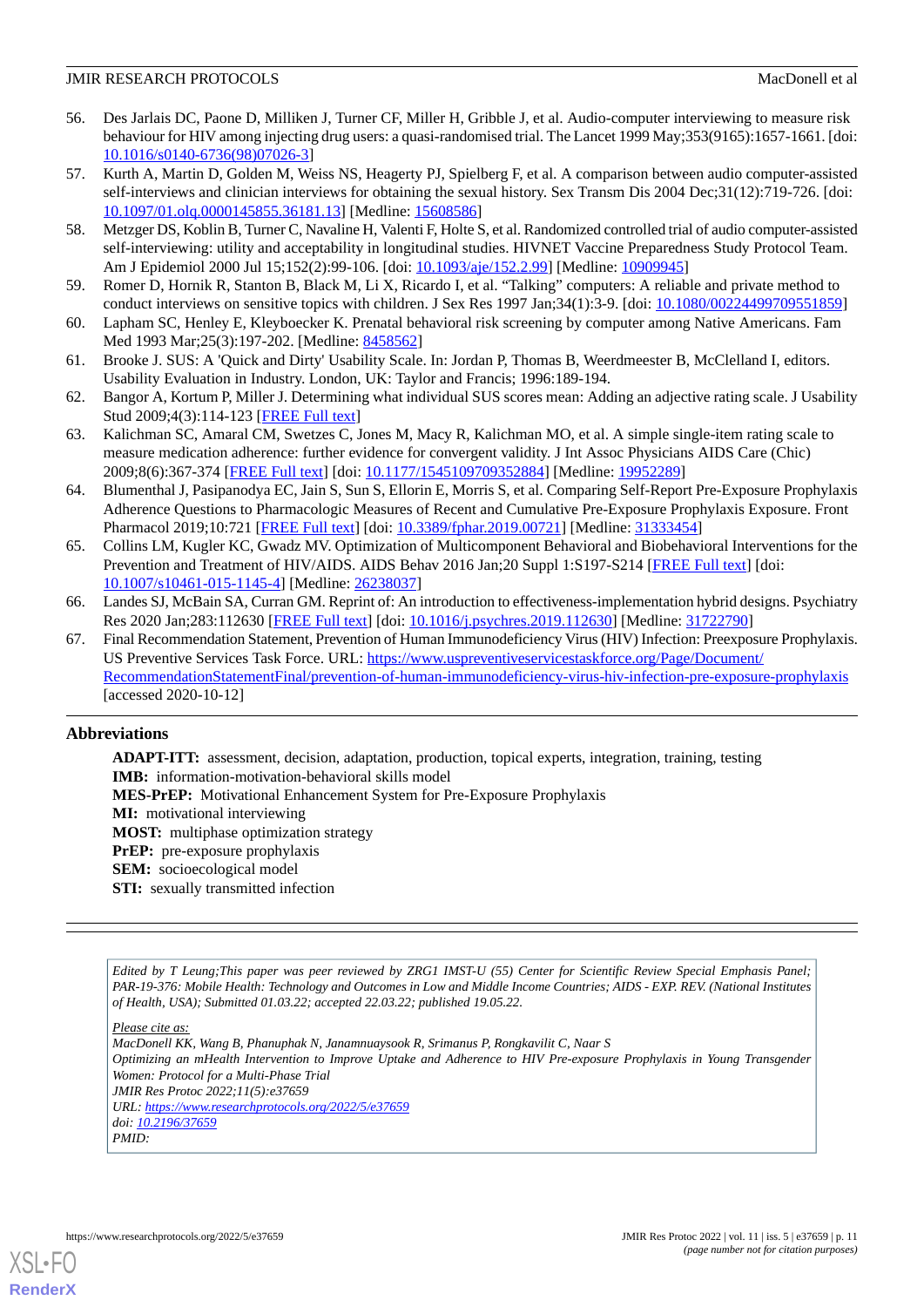56. Des Jarlais DC, Paone D, Milliken J, Turner CF, Miller H, Gribble J, et al. Audio-computer interviewing to measure risk behaviour for HIV among injecting drug users: a quasi-randomised trial. The Lancet 1999 May;353(9165):1657-1661. [doi: 10.1016/s0140-6736(98)07026-3]
57. Kurth A, Martin D, Golden M, Weiss NS, Heagerty PJ, Spielberg F, et al. A comparison between audio computer-assisted self-interviews and clinician interviews for obtaining the sexual history. Sex Transm Dis 2004 Dec;31(12):719-726. [doi: 10.1097/01.olq.0000145855.36181.13] [Medline: 15608586]
58. Metzger DS, Koblin B, Turner C, Navaline H, Valenti F, Holte S, et al. Randomized controlled trial of audio computer-assisted self-interviewing: utility and acceptability in longitudinal studies. HIVNET Vaccine Preparedness Study Protocol Team. Am J Epidemiol 2000 Jul 15;152(2):99-106. [doi: 10.1093/aje/152.2.99] [Medline: 10909945]
59. Romer D, Hornik R, Stanton B, Black M, Li X, Ricardo I, et al. "Talking" computers: A reliable and private method to conduct interviews on sensitive topics with children. J Sex Res 1997 Jan;34(1):3-9. [doi: 10.1080/00224499709551859]
60. Lapham SC, Henley E, Kleyboecker K. Prenatal behavioral risk screening by computer among Native Americans. Fam Med 1993 Mar;25(3):197-202. [Medline: 8458562]
61. Brooke J. SUS: A 'Quick and Dirty' Usability Scale. In: Jordan P, Thomas B, Weerdmeester B, McClelland I, editors. Usability Evaluation in Industry. London, UK: Taylor and Francis; 1996:189-194.
62. Bangor A, Kortum P, Miller J. Determining what individual SUS scores mean: Adding an adjective rating scale. J Usability Stud 2009;4(3):114-123 [FREE Full text]
63. Kalichman SC, Amaral CM, Swetzes C, Jones M, Macy R, Kalichman MO, et al. A simple single-item rating scale to measure medication adherence: further evidence for convergent validity. J Int Assoc Physicians AIDS Care (Chic) 2009;8(6):367-374 [FREE Full text] [doi: 10.1177/1545109709352884] [Medline: 19952289]
64. Blumenthal J, Pasipanodya EC, Jain S, Sun S, Ellorin E, Morris S, et al. Comparing Self-Report Pre-Exposure Prophylaxis Adherence Questions to Pharmacologic Measures of Recent and Cumulative Pre-Exposure Prophylaxis Exposure. Front Pharmacol 2019;10:721 [FREE Full text] [doi: 10.3389/fphar.2019.00721] [Medline: 31333454]
65. Collins LM, Kugler KC, Gwadz MV. Optimization of Multicomponent Behavioral and Biobehavioral Interventions for the Prevention and Treatment of HIV/AIDS. AIDS Behav 2016 Jan;20 Suppl 1:S197-S214 [FREE Full text] [doi: 10.1007/s10461-015-1145-4] [Medline: 26238037]
66. Landes SJ, McBain SA, Curran GM. Reprint of: An introduction to effectiveness-implementation hybrid designs. Psychiatry Res 2020 Jan;283:112630 [FREE Full text] [doi: 10.1016/j.psychres.2019.112630] [Medline: 31722790]
67. Final Recommendation Statement, Prevention of Human Immunodeficiency Virus (HIV) Infection: Preexposure Prophylaxis. US Preventive Services Task Force. URL: https://www.uspreventiveservicestaskforce.org/Page/Document/RecommendationStatementFinal/prevention-of-human-immunodeficiency-virus-hiv-infection-pre-exposure-prophylaxis [accessed 2020-10-12]

## Abbreviations

**ADAPT-ITT:** assessment, decision, adaptation, production, topical experts, integration, training, testing
**IMB:** information-motivation-behavioral skills model
**MES-PrEP:** Motivational Enhancement System for Pre-Exposure Prophylaxis
**MI:** motivational interviewing
**MOST:** multiphase optimization strategy
**PrEP:** pre-exposure prophylaxis
**SEM:** socioecological model
**STI:** sexually transmitted infection

*Edited by T Leung;This paper was peer reviewed by ZRG1 IMST-U (55) Center for Scientific Review Special Emphasis Panel; PAR-19-376: Mobile Health: Technology and Outcomes in Low and Middle Income Countries; AIDS - EXP. REV. (National Institutes of Health, USA); Submitted 01.03.22; accepted 22.03.22; published 19.05.22.*

*Please cite as:*
*MacDonell KK, Wang B, Phanuphak N, Janamnuaysook R, Srimanus P, Rongkavilit C, Naar S*
*Optimizing an mHealth Intervention to Improve Uptake and Adherence to HIV Pre-exposure Prophylaxis in Young Transgender Women: Protocol for a Multi-Phase Trial*
*JMIR Res Protoc 2022;11(5):e37659*
*URL: https://www.researchprotocols.org/2022/5/e37659*
*doi: 10.2196/37659*
*PMID:*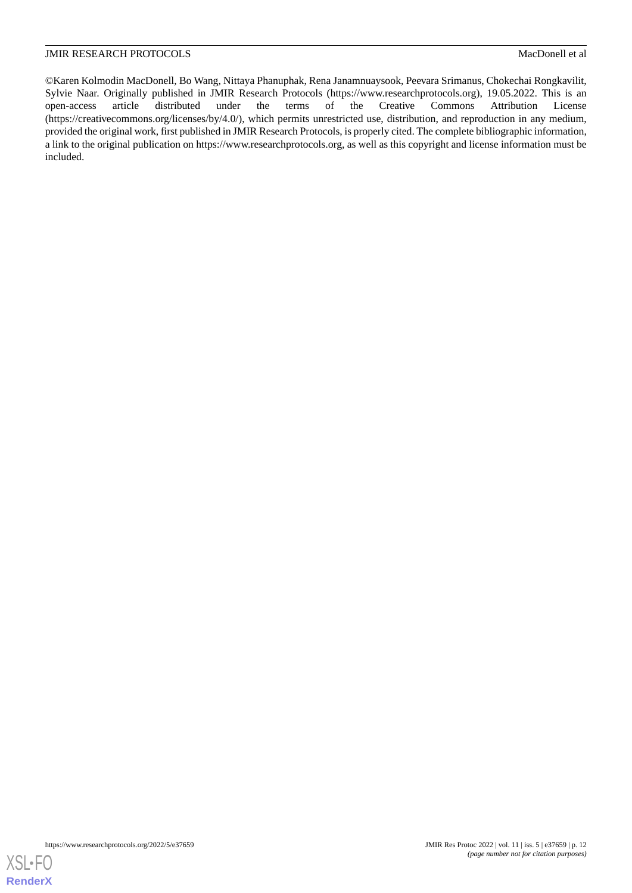©Karen Kolmodin MacDonell, Bo Wang, Nittaya Phanuphak, Rena Janamnuaysook, Peevara Srimanus, Chokechai Rongkavilit, Sylvie Naar. Originally published in JMIR Research Protocols (https://www.researchprotocols.org), 19.05.2022. This is an open-access article distributed under the terms of the Creative Commons Attribution License (https://creativecommons.org/licenses/by/4.0/), which permits unrestricted use, distribution, and reproduction in any medium, provided the original work, first published in JMIR Research Protocols, is properly cited. The complete bibliographic information, a link to the original publication on https://www.researchprotocols.org, as well as this copyright and license information must be included.